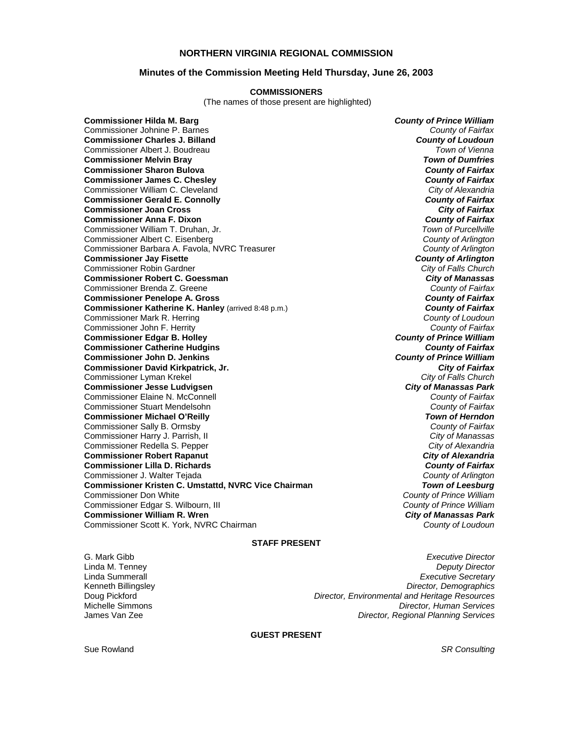# NORTHERN VIRGINIA REGIONAL COMMISSION

## Minutes of the Commission Meeting Held Thursday, June 26, 2003

### COMMISSIONERS

(The names of those present are highlighted)

| Commissioner | Jurisdiction |
|---|---|
| **Commissioner Hilda M. Barg** | ***County of Prince William*** |
| Commissioner Johnine P. Barnes | *County of Fairfax* |
| **Commissioner Charles J. Billand** | ***County of Loudoun*** |
| Commissioner Albert J. Boudreau | *Town of Vienna* |
| **Commissioner Melvin Bray** | ***Town of Dumfries*** |
| **Commissioner Sharon Bulova** | ***County of Fairfax*** |
| **Commissioner James C. Chesley** | ***County of Fairfax*** |
| Commissioner William C. Cleveland | *City of Alexandria* |
| **Commissioner Gerald E. Connolly** | ***County of Fairfax*** |
| **Commissioner Joan Cross** | ***City of Fairfax*** |
| **Commissioner Anna F. Dixon** | ***County of Fairfax*** |
| Commissioner William T. Druhan, Jr. | *Town of Purcellville* |
| Commissioner Albert C. Eisenberg | *County of Arlington* |
| Commissioner Barbara A. Favola, NVRC Treasurer | *County of Arlington* |
| **Commissioner Jay Fisette** | ***County of Arlington*** |
| Commissioner Robin Gardner | *City of Falls Church* |
| **Commissioner Robert C. Goessman** | ***City of Manassas*** |
| Commissioner Brenda Z. Greene | *County of Fairfax* |
| **Commissioner Penelope A. Gross** | ***County of Fairfax*** |
| **Commissioner Katherine K. Hanley** (arrived 8:48 p.m.) | ***County of Fairfax*** |
| Commissioner Mark R. Herring | *County of Loudoun* |
| Commissioner John F. Herrity | *County of Fairfax* |
| **Commissioner Edgar B. Holley** | ***County of Prince William*** |
| **Commissioner Catherine Hudgins** | ***County of Fairfax*** |
| **Commissioner John D. Jenkins** | ***County of Prince William*** |
| **Commissioner David Kirkpatrick, Jr.** | ***City of Fairfax*** |
| Commissioner Lyman Krekel | *City of Falls Church* |
| **Commissioner Jesse Ludvigsen** | ***City of Manassas Park*** |
| Commissioner Elaine N. McConnell | *County of Fairfax* |
| Commissioner Stuart Mendelsohn | *County of Fairfax* |
| **Commissioner Michael O'Reilly** | ***Town of Herndon*** |
| Commissioner Sally B. Ormsby | *County of Fairfax* |
| Commissioner Harry J. Parrish, II | *City of Manassas* |
| Commissioner Redella S. Pepper | *City of Alexandria* |
| **Commissioner Robert Rapanut** | ***City of Alexandria*** |
| **Commissioner Lilla D. Richards** | ***County of Fairfax*** |
| Commissioner J. Walter Tejada | *County of Arlington* |
| **Commissioner Kristen C. Umstattd, NVRC Vice Chairman** | ***Town of Leesburg*** |
| Commissioner Don White | *County of Prince William* |
| Commissioner Edgar S. Wilbourn, III | *County of Prince William* |
| **Commissioner William R. Wren** | ***City of Manassas Park*** |
| Commissioner Scott K. York, NVRC Chairman | *County of Loudoun* |

### STAFF PRESENT

| Name | Title |
|---|---|
| G. Mark Gibb | *Executive Director* |
| Linda M. Tenney | *Deputy Director* |
| Linda Summerall | *Executive Secretary* |
| Kenneth Billingsley | *Director, Demographics* |
| Doug Pickford | *Director, Environmental and Heritage Resources* |
| Michelle Simmons | *Director, Human Services* |
| James Van Zee | *Director, Regional Planning Services* |

### GUEST PRESENT

| Name | Affiliation |
|---|---|
| Sue Rowland | *SR Consulting* |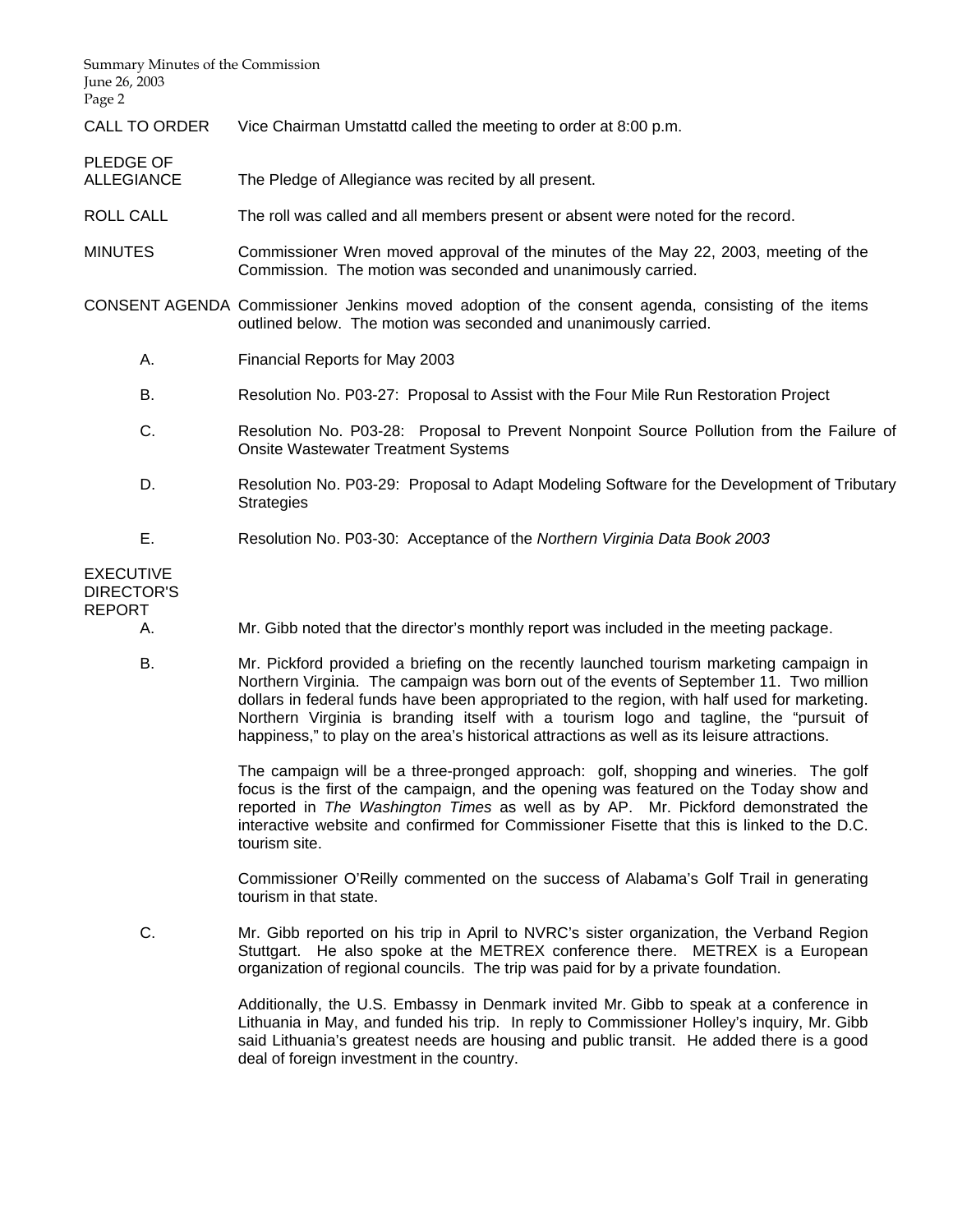**CALL TO ORDER** Vice Chairman Umstattd called the meeting to order at 8:00 p.m.

**PLEDGE OF ALLEGIANCE** The Pledge of Allegiance was recited by all present.

**ROLL CALL** The roll was called and all members present or absent were noted for the record.

**MINUTES** Commissioner Wren moved approval of the minutes of the May 22, 2003, meeting of the Commission. The motion was seconded and unanimously carried.

**CONSENT AGENDA** Commissioner Jenkins moved adoption of the consent agenda, consisting of the items outlined below. The motion was seconded and unanimously carried.

A. Financial Reports for May 2003

B. Resolution No. P03-27: Proposal to Assist with the Four Mile Run Restoration Project

C. Resolution No. P03-28: Proposal to Prevent Nonpoint Source Pollution from the Failure of Onsite Wastewater Treatment Systems

D. Resolution No. P03-29: Proposal to Adapt Modeling Software for the Development of Tributary Strategies

E. Resolution No. P03-30: Acceptance of the *Northern Virginia Data Book 2003*

**EXECUTIVE DIRECTOR'S REPORT**

A. Mr. Gibb noted that the director's monthly report was included in the meeting package.

B. Mr. Pickford provided a briefing on the recently launched tourism marketing campaign in Northern Virginia. The campaign was born out of the events of September 11. Two million dollars in federal funds have been appropriated to the region, with half used for marketing. Northern Virginia is branding itself with a tourism logo and tagline, the "pursuit of happiness," to play on the area's historical attractions as well as its leisure attractions.

The campaign will be a three-pronged approach: golf, shopping and wineries. The golf focus is the first of the campaign, and the opening was featured on the Today show and reported in *The Washington Times* as well as by AP. Mr. Pickford demonstrated the interactive website and confirmed for Commissioner Fisette that this is linked to the D.C. tourism site.

Commissioner O'Reilly commented on the success of Alabama's Golf Trail in generating tourism in that state.

C. Mr. Gibb reported on his trip in April to NVRC's sister organization, the Verband Region Stuttgart. He also spoke at the METREX conference there. METREX is a European organization of regional councils. The trip was paid for by a private foundation.

Additionally, the U.S. Embassy in Denmark invited Mr. Gibb to speak at a conference in Lithuania in May, and funded his trip. In reply to Commissioner Holley's inquiry, Mr. Gibb said Lithuania's greatest needs are housing and public transit. He added there is a good deal of foreign investment in the country.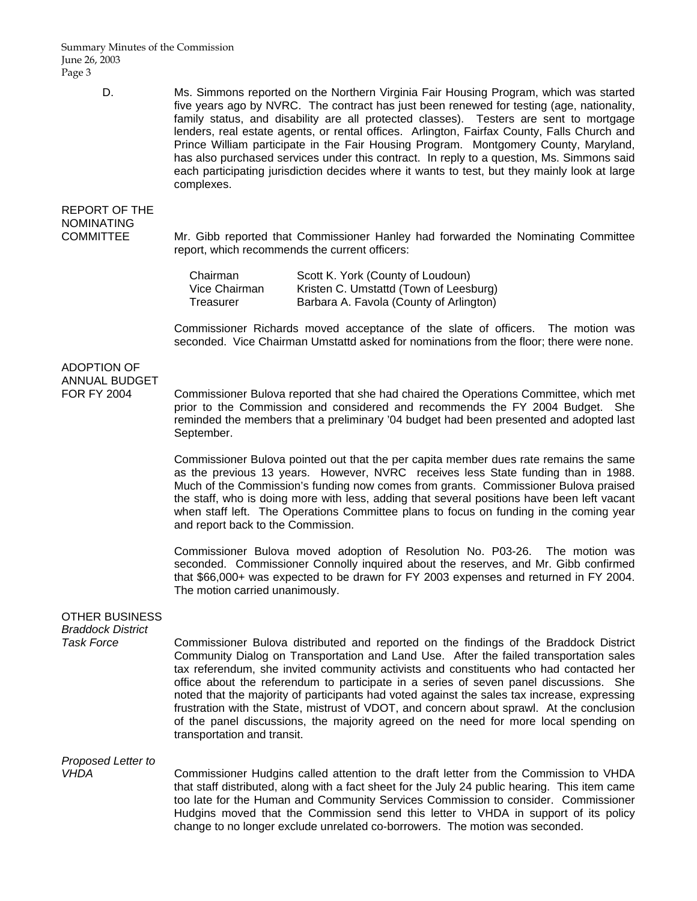D. Ms. Simmons reported on the Northern Virginia Fair Housing Program, which was started five years ago by NVRC. The contract has just been renewed for testing (age, nationality, family status, and disability are all protected classes). Testers are sent to mortgage lenders, real estate agents, or rental offices. Arlington, Fairfax County, Falls Church and Prince William participate in the Fair Housing Program. Montgomery County, Maryland, has also purchased services under this contract. In reply to a question, Ms. Simmons said each participating jurisdiction decides where it wants to test, but they mainly look at large complexes.

## REPORT OF THE NOMINATING COMMITTEE

Mr. Gibb reported that Commissioner Hanley had forwarded the Nominating Committee report, which recommends the current officers:

| | |
|---|---|
| Chairman | Scott K. York (County of Loudoun) |
| Vice Chairman | Kristen C. Umstattd (Town of Leesburg) |
| Treasurer | Barbara A. Favola (County of Arlington) |

Commissioner Richards moved acceptance of the slate of officers. The motion was seconded. Vice Chairman Umstattd asked for nominations from the floor; there were none.

## ADOPTION OF ANNUAL BUDGET FOR FY 2004

Commissioner Bulova reported that she had chaired the Operations Committee, which met prior to the Commission and considered and recommends the FY 2004 Budget. She reminded the members that a preliminary '04 budget had been presented and adopted last September.

Commissioner Bulova pointed out that the per capita member dues rate remains the same as the previous 13 years. However, NVRC receives less State funding than in 1988. Much of the Commission's funding now comes from grants. Commissioner Bulova praised the staff, who is doing more with less, adding that several positions have been left vacant when staff left. The Operations Committee plans to focus on funding in the coming year and report back to the Commission.

Commissioner Bulova moved adoption of Resolution No. P03-26. The motion was seconded. Commissioner Connolly inquired about the reserves, and Mr. Gibb confirmed that $66,000+ was expected to be drawn for FY 2003 expenses and returned in FY 2004. The motion carried unanimously.

## OTHER BUSINESS

### *Braddock District Task Force*

Commissioner Bulova distributed and reported on the findings of the Braddock District Community Dialog on Transportation and Land Use. After the failed transportation sales tax referendum, she invited community activists and constituents who had contacted her office about the referendum to participate in a series of seven panel discussions. She noted that the majority of participants had voted against the sales tax increase, expressing frustration with the State, mistrust of VDOT, and concern about sprawl. At the conclusion of the panel discussions, the majority agreed on the need for more local spending on transportation and transit.

### *Proposed Letter to VHDA*

Commissioner Hudgins called attention to the draft letter from the Commission to VHDA that staff distributed, along with a fact sheet for the July 24 public hearing. This item came too late for the Human and Community Services Commission to consider. Commissioner Hudgins moved that the Commission send this letter to VHDA in support of its policy change to no longer exclude unrelated co-borrowers. The motion was seconded.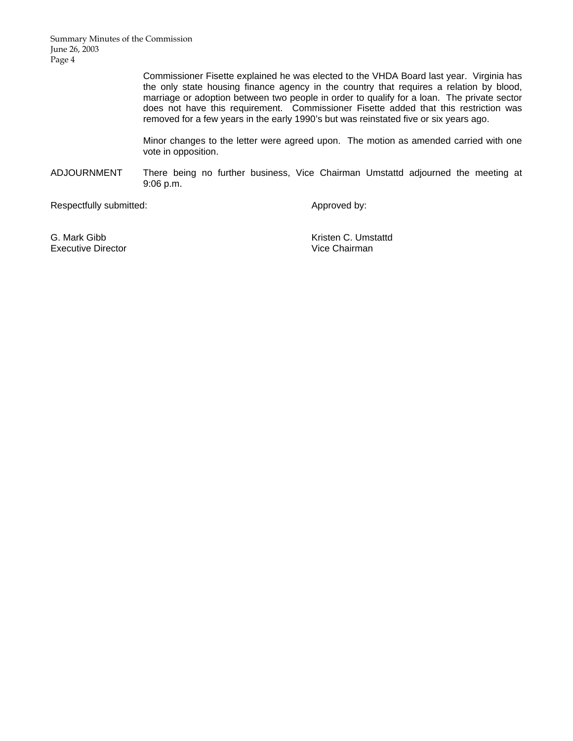Commissioner Fisette explained he was elected to the VHDA Board last year. Virginia has the only state housing finance agency in the country that requires a relation by blood, marriage or adoption between two people in order to qualify for a loan. The private sector does not have this requirement. Commissioner Fisette added that this restriction was removed for a few years in the early 1990's but was reinstated five or six years ago.

Minor changes to the letter were agreed upon. The motion as amended carried with one vote in opposition.

ADJOURNMENT There being no further business, Vice Chairman Umstattd adjourned the meeting at 9:06 p.m.

| | |
|---|---|
| Respectfully submitted: | Approved by: |
| G. Mark Gibb<br>Executive Director | Kristen C. Umstattd<br>Vice Chairman |